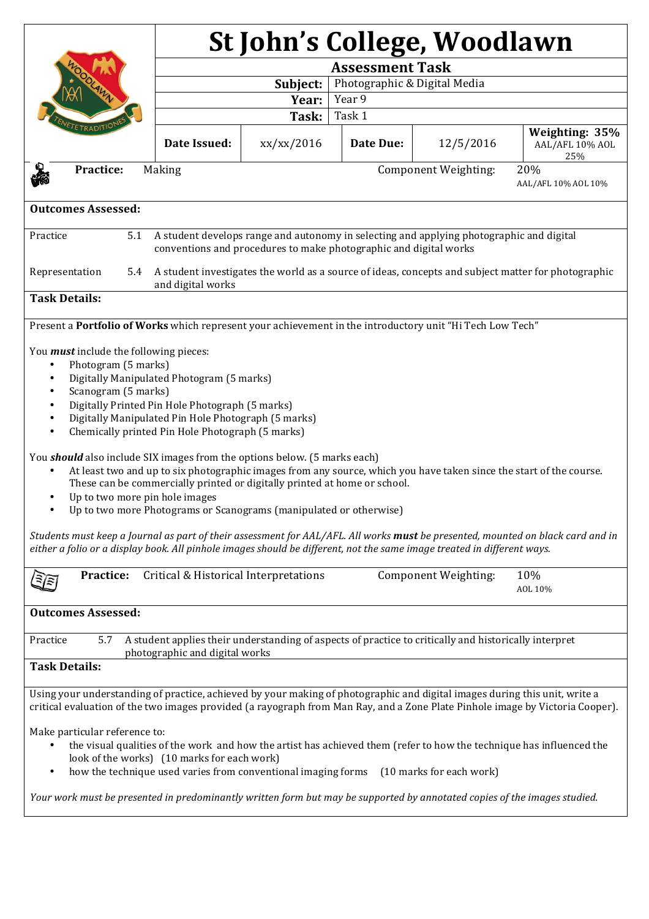# St John's College, Woodlawn

## Assessment Task

| | |
|---|---|
| **Subject:** | Photographic & Digital Media |
| **Year:** | Year 9 |
| **Task:** | Task 1 |

| **Date Issued:** | xx/xx/2016 | **Date Due:** | 12/5/2016 | **Weighting: 35%** AAL/AFL 10% AOL 25% |
|---|---|---|---|---|

**Practice:** Making — Component Weighting: 20% (AAL/AFL 10% AOL 10%)

**Outcomes Assessed:**

| | | |
|---|---|---|
| Practice | 5.1 | A student develops range and autonomy in selecting and applying photographic and digital conventions and procedures to make photographic and digital works |
| Representation | 5.4 | A student investigates the world as a source of ideas, concepts and subject matter for photographic and digital works |

**Task Details:**

Present a **Portfolio of Works** which represent your achievement in the introductory unit "Hi Tech Low Tech"

You ***must*** include the following pieces:

- Photogram (5 marks)
- Digitally Manipulated Photogram (5 marks)
- Scanogram (5 marks)
- Digitally Printed Pin Hole Photograph (5 marks)
- Digitally Manipulated Pin Hole Photograph (5 marks)
- Chemically printed Pin Hole Photograph (5 marks)

You ***should*** also include SIX images from the options below. (5 marks each)

- At least two and up to six photographic images from any source, which you have taken since the start of the course. These can be commercially printed or digitally printed at home or school.
- Up to two more pin hole images
- Up to two more Photograms or Scanograms (manipulated or otherwise)

*Students must keep a Journal as part of their assessment for AAL/AFL. All works **must** be presented, mounted on black card and in either a folio or a display book. All pinhole images should be different, not the same image treated in different ways.*

**Practice:** Critical & Historical Interpretations — Component Weighting: 10% (AOL 10%)

**Outcomes Assessed:**

| | | |
|---|---|---|
| Practice | 5.7 | A student applies their understanding of aspects of practice to critically and historically interpret photographic and digital works |

**Task Details:**

Using your understanding of practice, achieved by your making of photographic and digital images during this unit, write a critical evaluation of the two images provided (a rayograph from Man Ray, and a Zone Plate Pinhole image by Victoria Cooper).

Make particular reference to:

- the visual qualities of the work and how the artist has achieved them (refer to how the technique has influenced the look of the works) (10 marks for each work)
- how the technique used varies from conventional imaging forms (10 marks for each work)

*Your work must be presented in predominantly written form but may be supported by annotated copies of the images studied.*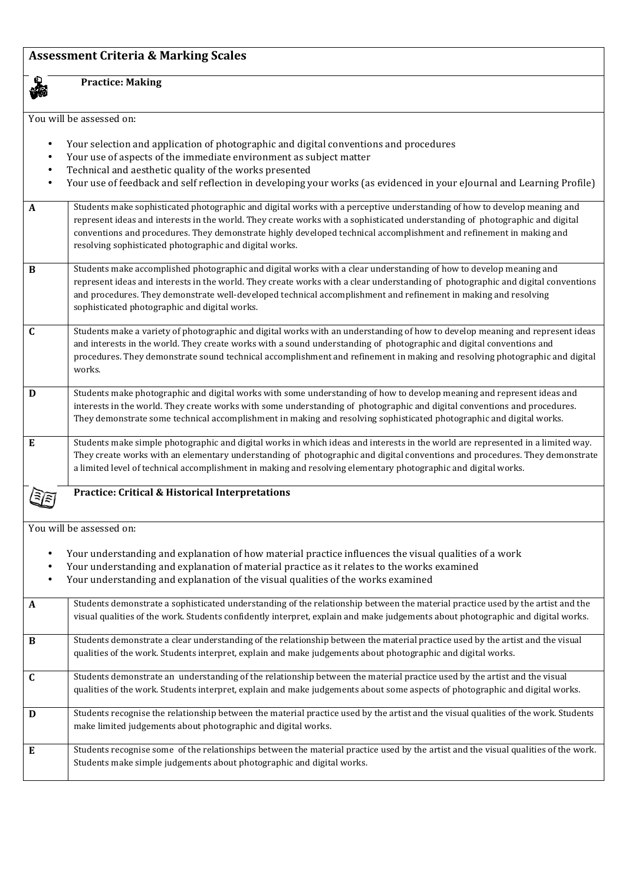## Assessment Criteria & Marking Scales

### Practice: Making

You will be assessed on:

- Your selection and application of photographic and digital conventions and procedures
- Your use of aspects of the immediate environment as subject matter
- Technical and aesthetic quality of the works presented
- Your use of feedback and self reflection in developing your works (as evidenced in your eJournal and Learning Profile)

| Grade | Description |
|---|---|
| **A** | Students make sophisticated photographic and digital works with a perceptive understanding of how to develop meaning and represent ideas and interests in the world. They create works with a sophisticated understanding of photographic and digital conventions and procedures. They demonstrate highly developed technical accomplishment and refinement in making and resolving sophisticated photographic and digital works. |
| **B** | Students make accomplished photographic and digital works with a clear understanding of how to develop meaning and represent ideas and interests in the world. They create works with a clear understanding of photographic and digital conventions and procedures. They demonstrate well-developed technical accomplishment and refinement in making and resolving sophisticated photographic and digital works. |
| **C** | Students make a variety of photographic and digital works with an understanding of how to develop meaning and represent ideas and interests in the world. They create works with a sound understanding of photographic and digital conventions and procedures. They demonstrate sound technical accomplishment and refinement in making and resolving photographic and digital works. |
| **D** | Students make photographic and digital works with some understanding of how to develop meaning and represent ideas and interests in the world. They create works with some understanding of photographic and digital conventions and procedures. They demonstrate some technical accomplishment in making and resolving sophisticated photographic and digital works. |
| **E** | Students make simple photographic and digital works in which ideas and interests in the world are represented in a limited way. They create works with an elementary understanding of photographic and digital conventions and procedures. They demonstrate a limited level of technical accomplishment in making and resolving elementary photographic and digital works. |

### Practice: Critical & Historical Interpretations

You will be assessed on:

- Your understanding and explanation of how material practice influences the visual qualities of a work
- Your understanding and explanation of material practice as it relates to the works examined
- Your understanding and explanation of the visual qualities of the works examined

| Grade | Description |
|---|---|
| **A** | Students demonstrate a sophisticated understanding of the relationship between the material practice used by the artist and the visual qualities of the work. Students confidently interpret, explain and make judgements about photographic and digital works. |
| **B** | Students demonstrate a clear understanding of the relationship between the material practice used by the artist and the visual qualities of the work. Students interpret, explain and make judgements about photographic and digital works. |
| **C** | Students demonstrate an understanding of the relationship between the material practice used by the artist and the visual qualities of the work. Students interpret, explain and make judgements about some aspects of photographic and digital works. |
| **D** | Students recognise the relationship between the material practice used by the artist and the visual qualities of the work. Students make limited judgements about photographic and digital works. |
| **E** | Students recognise some of the relationships between the material practice used by the artist and the visual qualities of the work. Students make simple judgements about photographic and digital works. |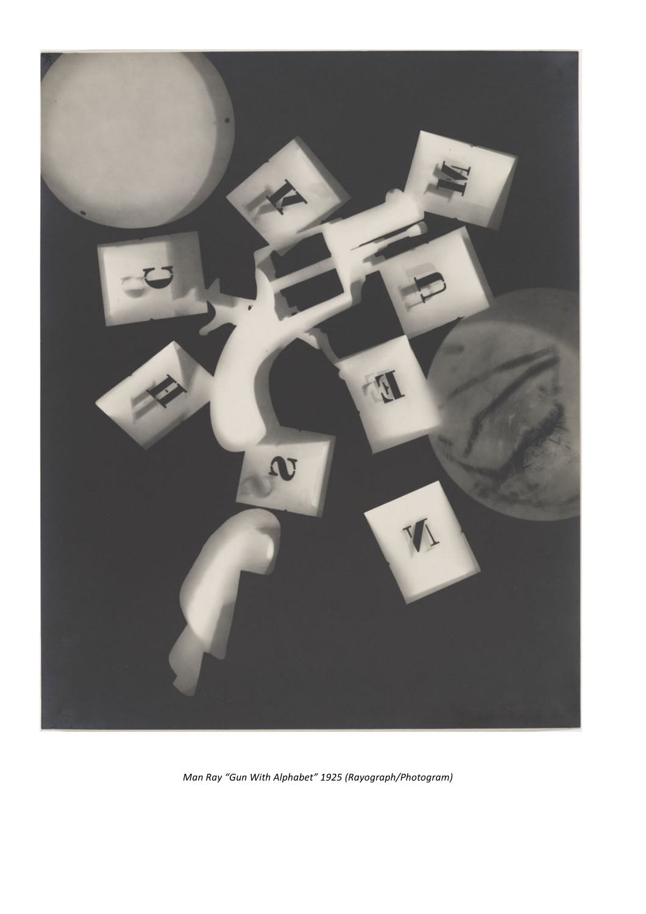*Man Ray "Gun With Alphabet" 1925 (Rayograph/Photogram)*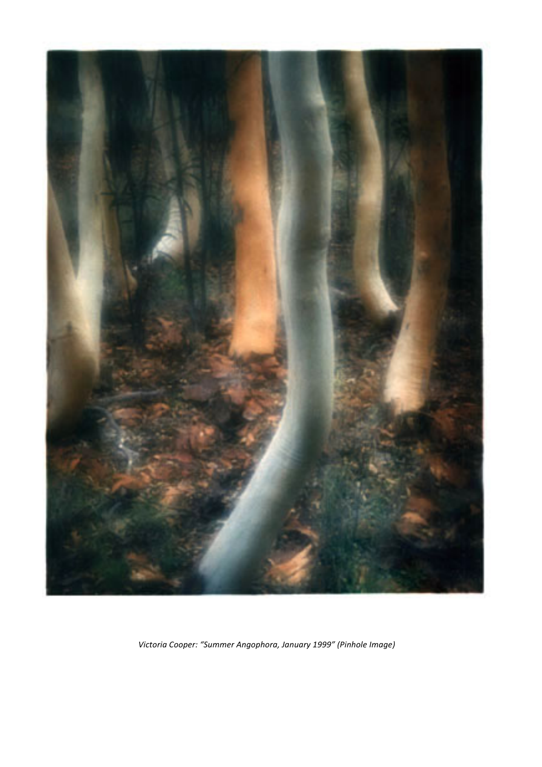*Victoria Cooper: "Summer Angophora, January 1999" (Pinhole Image)*